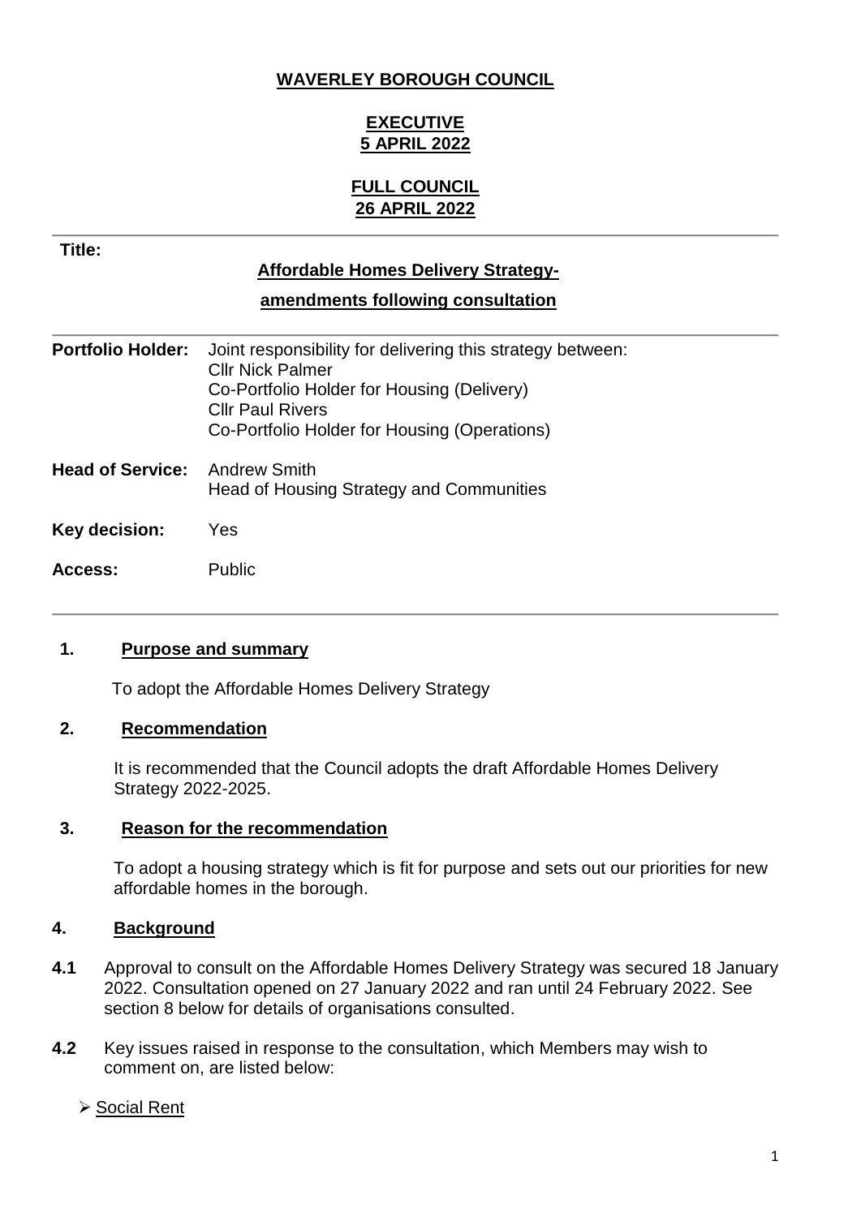**WAVERLEY BOROUGH COUNCIL**

**EXECUTIVE**
**5 APRIL 2022**

**FULL COUNCIL**
**26 APRIL 2022**

**Title:**

**Affordable Homes Delivery Strategy-**

**amendments following consultation**

**Portfolio Holder:** Joint responsibility for delivering this strategy between:
Cllr Nick Palmer
Co-Portfolio Holder for Housing (Delivery)
Cllr Paul Rivers
Co-Portfolio Holder for Housing (Operations)

**Head of Service:** Andrew Smith
Head of Housing Strategy and Communities

**Key decision:** Yes

**Access:** Public

## 1. Purpose and summary

To adopt the Affordable Homes Delivery Strategy

## 2. Recommendation

It is recommended that the Council adopts the draft Affordable Homes Delivery Strategy 2022-2025.

## 3. Reason for the recommendation

To adopt a housing strategy which is fit for purpose and sets out our priorities for new affordable homes in the borough.

## 4. Background

**4.1** Approval to consult on the Affordable Homes Delivery Strategy was secured 18 January 2022. Consultation opened on 27 January 2022 and ran until 24 February 2022. See section 8 below for details of organisations consulted.

**4.2** Key issues raised in response to the consultation, which Members may wish to comment on, are listed below:

- Social Rent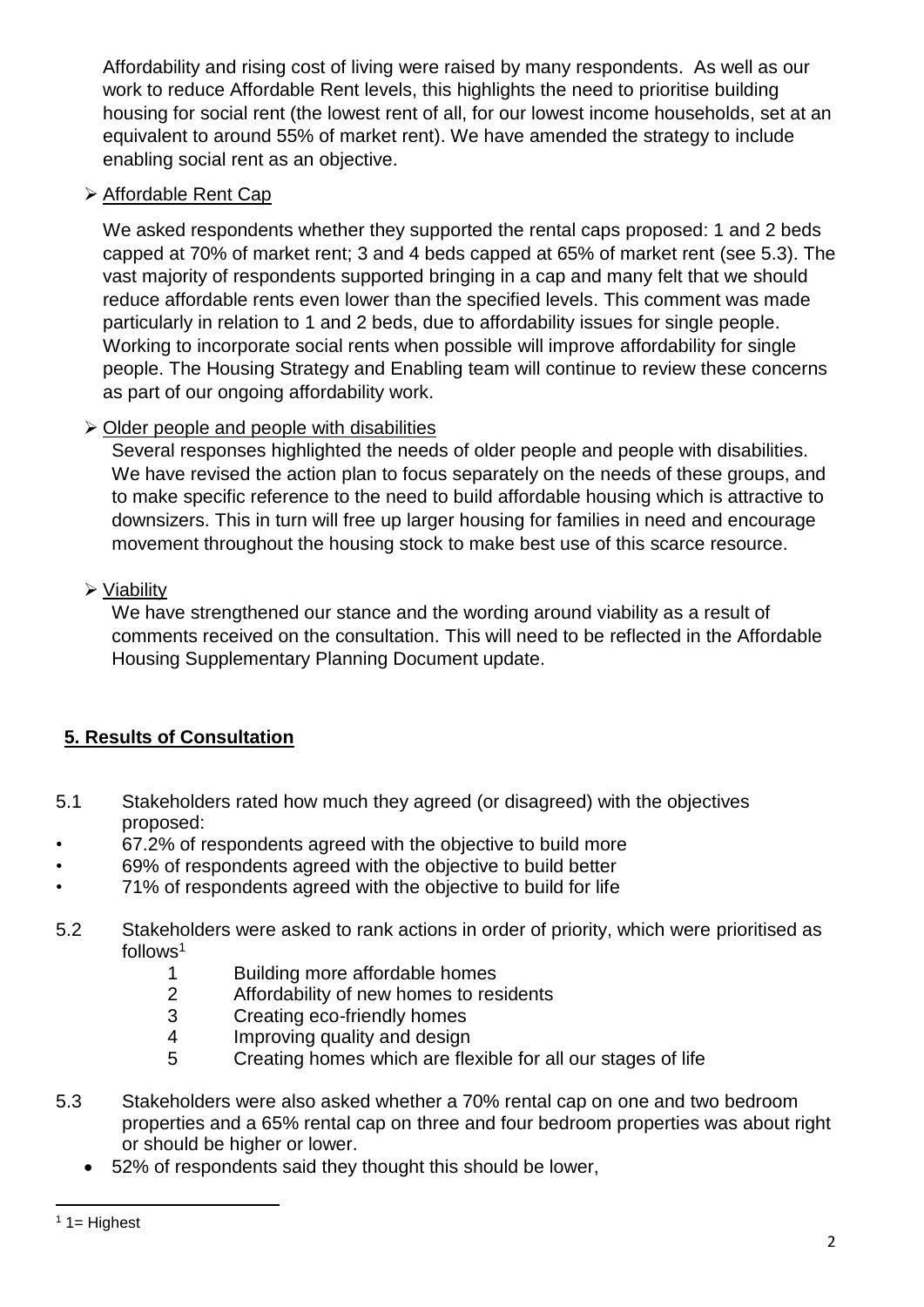Affordability and rising cost of living were raised by many respondents. As well as our work to reduce Affordable Rent levels, this highlights the need to prioritise building housing for social rent (the lowest rent of all, for our lowest income households, set at an equivalent to around 55% of market rent). We have amended the strategy to include enabling social rent as an objective.

- Affordable Rent Cap

  We asked respondents whether they supported the rental caps proposed: 1 and 2 beds capped at 70% of market rent; 3 and 4 beds capped at 65% of market rent (see 5.3). The vast majority of respondents supported bringing in a cap and many felt that we should reduce affordable rents even lower than the specified levels. This comment was made particularly in relation to 1 and 2 beds, due to affordability issues for single people. Working to incorporate social rents when possible will improve affordability for single people. The Housing Strategy and Enabling team will continue to review these concerns as part of our ongoing affordability work.

- Older people and people with disabilities

  Several responses highlighted the needs of older people and people with disabilities. We have revised the action plan to focus separately on the needs of these groups, and to make specific reference to the need to build affordable housing which is attractive to downsizers. This in turn will free up larger housing for families in need and encourage movement throughout the housing stock to make best use of this scarce resource.

- Viability

  We have strengthened our stance and the wording around viability as a result of comments received on the consultation. This will need to be reflected in the Affordable Housing Supplementary Planning Document update.

## 5. Results of Consultation

5.1 Stakeholders rated how much they agreed (or disagreed) with the objectives proposed:

- 67.2% of respondents agreed with the objective to build more
- 69% of respondents agreed with the objective to build better
- 71% of respondents agreed with the objective to build for life

5.2 Stakeholders were asked to rank actions in order of priority, which were prioritised as follows[1]

1. Building more affordable homes
2. Affordability of new homes to residents
3. Creating eco-friendly homes
4. Improving quality and design
5. Creating homes which are flexible for all our stages of life

5.3 Stakeholders were also asked whether a 70% rental cap on one and two bedroom properties and a 65% rental cap on three and four bedroom properties was about right or should be higher or lower.

- 52% of respondents said they thought this should be lower,

[1] 1= Highest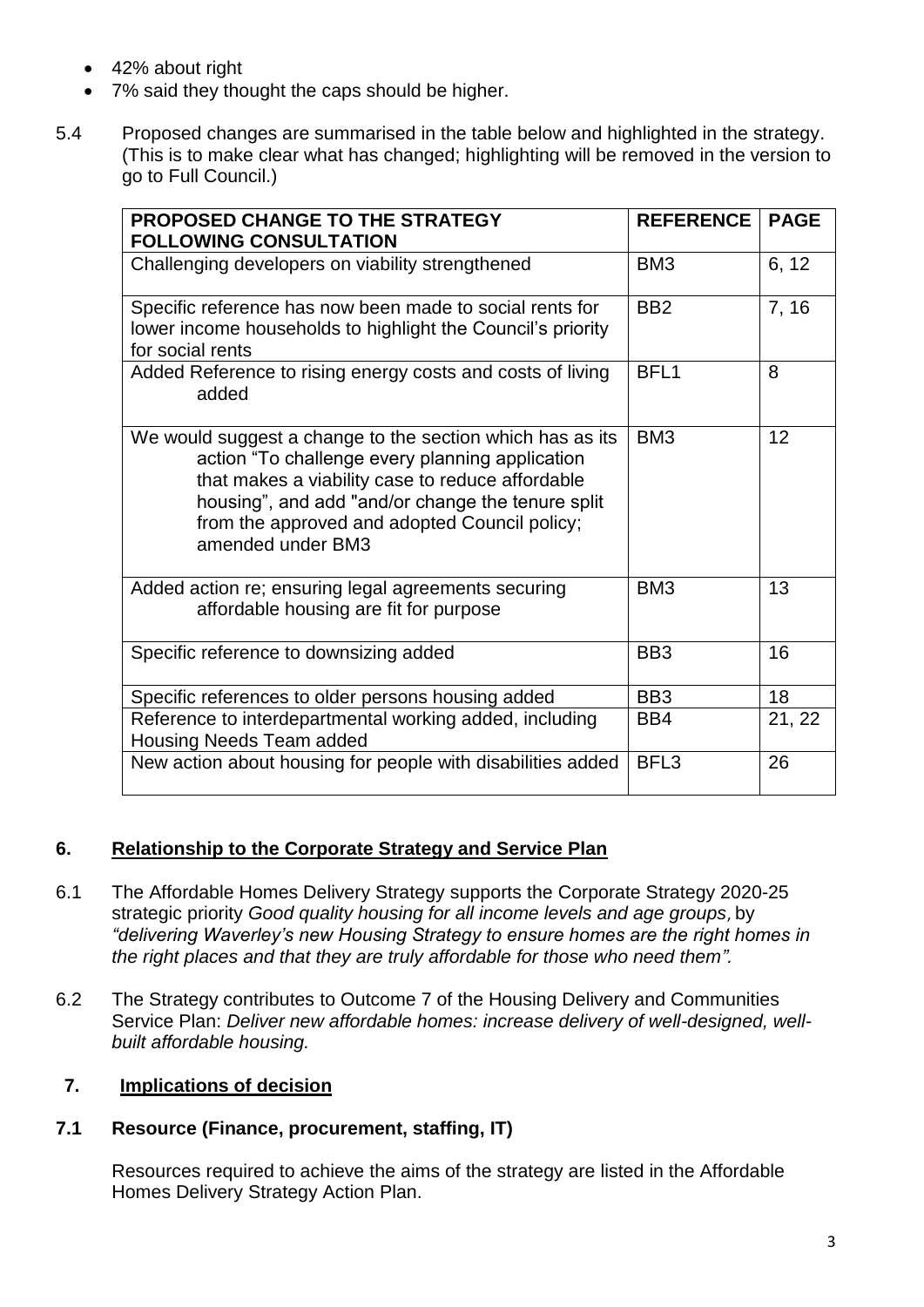- 42% about right
- 7% said they thought the caps should be higher.

5.4 Proposed changes are summarised in the table below and highlighted in the strategy. (This is to make clear what has changed; highlighting will be removed in the version to go to Full Council.)

| PROPOSED CHANGE TO THE STRATEGY FOLLOWING CONSULTATION | REFERENCE | PAGE |
|---|---|---|
| Challenging developers on viability strengthened | BM3 | 6, 12 |
| Specific reference has now been made to social rents for lower income households to highlight the Council's priority for social rents | BB2 | 7, 16 |
| Added Reference to rising energy costs and costs of living added | BFL1 | 8 |
| We would suggest a change to the section which has as its action "To challenge every planning application that makes a viability case to reduce affordable housing", and add "and/or change the tenure split from the approved and adopted Council policy; amended under BM3 | BM3 | 12 |
| Added action re; ensuring legal agreements securing affordable housing are fit for purpose | BM3 | 13 |
| Specific reference to downsizing added | BB3 | 16 |
| Specific references to older persons housing added | BB3 | 18 |
| Reference to interdepartmental working added, including Housing Needs Team added | BB4 | 21, 22 |
| New action about housing for people with disabilities added | BFL3 | 26 |

## 6. Relationship to the Corporate Strategy and Service Plan

6.1 The Affordable Homes Delivery Strategy supports the Corporate Strategy 2020-25 strategic priority *Good quality housing for all income levels and age groups,* by *"delivering Waverley's new Housing Strategy to ensure homes are the right homes in the right places and that they are truly affordable for those who need them".*

6.2 The Strategy contributes to Outcome 7 of the Housing Delivery and Communities Service Plan: *Deliver new affordable homes: increase delivery of well-designed, well-built affordable housing.*

## 7. Implications of decision

### 7.1 Resource (Finance, procurement, staffing, IT)

Resources required to achieve the aims of the strategy are listed in the Affordable Homes Delivery Strategy Action Plan.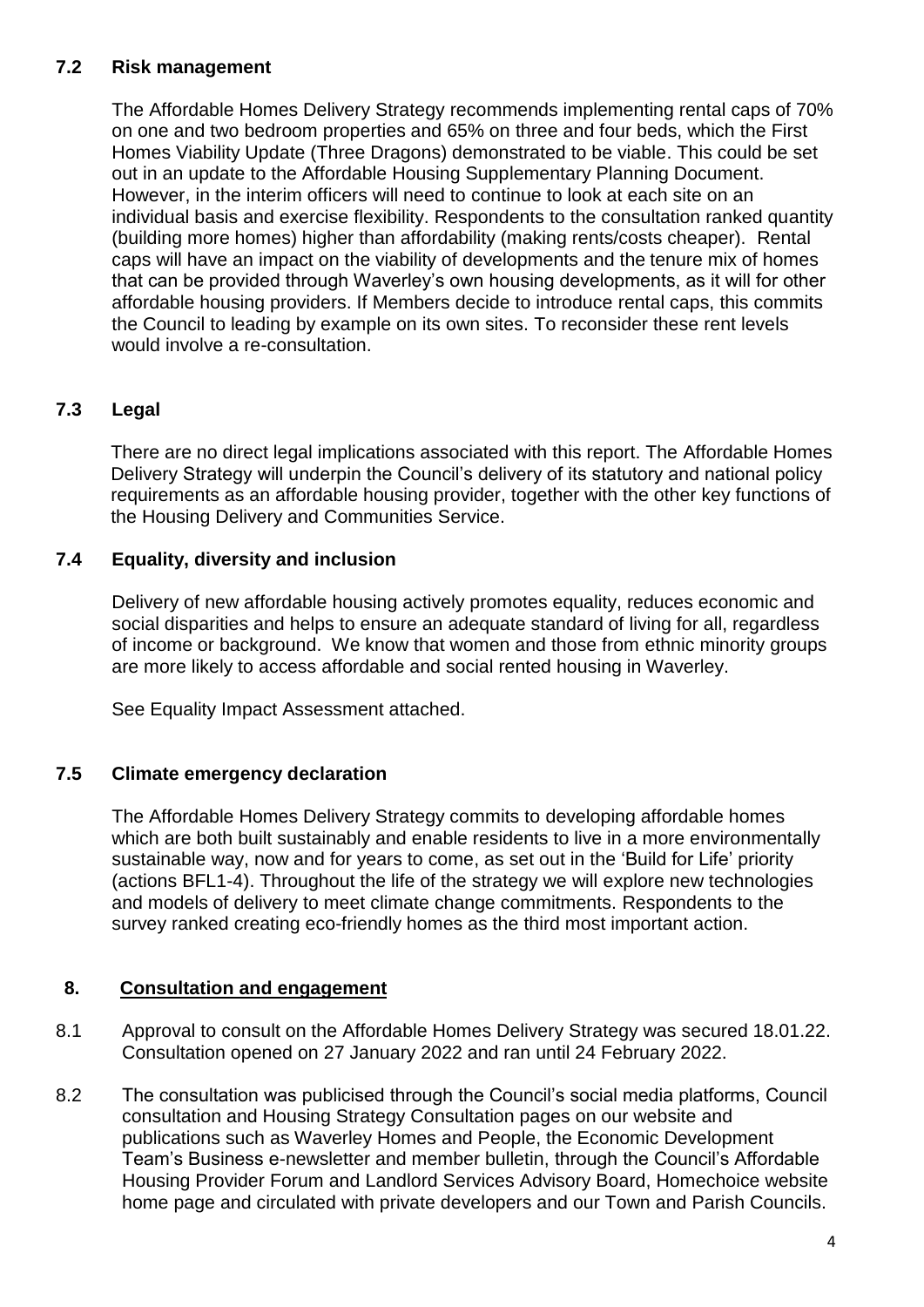### 7.2 Risk management

The Affordable Homes Delivery Strategy recommends implementing rental caps of 70% on one and two bedroom properties and 65% on three and four beds, which the First Homes Viability Update (Three Dragons) demonstrated to be viable. This could be set out in an update to the Affordable Housing Supplementary Planning Document. However, in the interim officers will need to continue to look at each site on an individual basis and exercise flexibility. Respondents to the consultation ranked quantity (building more homes) higher than affordability (making rents/costs cheaper). Rental caps will have an impact on the viability of developments and the tenure mix of homes that can be provided through Waverley's own housing developments, as it will for other affordable housing providers. If Members decide to introduce rental caps, this commits the Council to leading by example on its own sites. To reconsider these rent levels would involve a re-consultation.

### 7.3 Legal

There are no direct legal implications associated with this report. The Affordable Homes Delivery Strategy will underpin the Council's delivery of its statutory and national policy requirements as an affordable housing provider, together with the other key functions of the Housing Delivery and Communities Service.

### 7.4 Equality, diversity and inclusion

Delivery of new affordable housing actively promotes equality, reduces economic and social disparities and helps to ensure an adequate standard of living for all, regardless of income or background. We know that women and those from ethnic minority groups are more likely to access affordable and social rented housing in Waverley.

See Equality Impact Assessment attached.

### 7.5 Climate emergency declaration

The Affordable Homes Delivery Strategy commits to developing affordable homes which are both built sustainably and enable residents to live in a more environmentally sustainable way, now and for years to come, as set out in the 'Build for Life' priority (actions BFL1-4). Throughout the life of the strategy we will explore new technologies and models of delivery to meet climate change commitments. Respondents to the survey ranked creating eco-friendly homes as the third most important action.

## 8. Consultation and engagement

8.1 Approval to consult on the Affordable Homes Delivery Strategy was secured 18.01.22. Consultation opened on 27 January 2022 and ran until 24 February 2022.

8.2 The consultation was publicised through the Council's social media platforms, Council consultation and Housing Strategy Consultation pages on our website and publications such as Waverley Homes and People, the Economic Development Team's Business e-newsletter and member bulletin, through the Council's Affordable Housing Provider Forum and Landlord Services Advisory Board, Homechoice website home page and circulated with private developers and our Town and Parish Councils.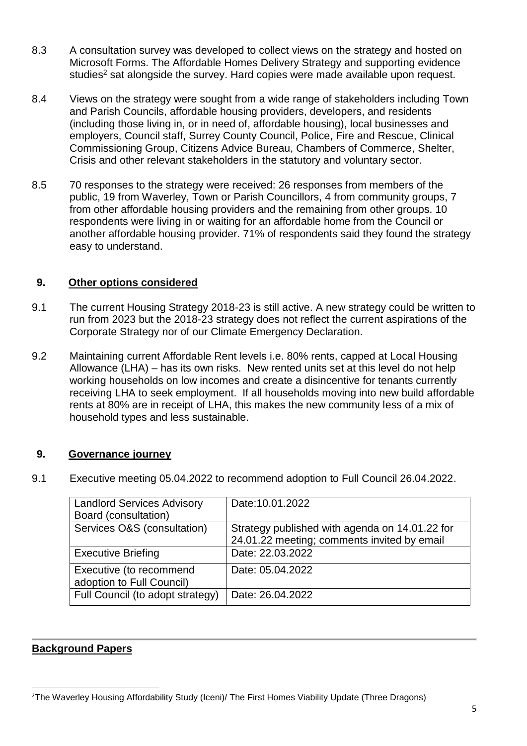8.3 A consultation survey was developed to collect views on the strategy and hosted on Microsoft Forms. The Affordable Homes Delivery Strategy and supporting evidence studies[2] sat alongside the survey. Hard copies were made available upon request.

8.4 Views on the strategy were sought from a wide range of stakeholders including Town and Parish Councils, affordable housing providers, developers, and residents (including those living in, or in need of, affordable housing), local businesses and employers, Council staff, Surrey County Council, Police, Fire and Rescue, Clinical Commissioning Group, Citizens Advice Bureau, Chambers of Commerce, Shelter, Crisis and other relevant stakeholders in the statutory and voluntary sector.

8.5 70 responses to the strategy were received: 26 responses from members of the public, 19 from Waverley, Town or Parish Councillors, 4 from community groups, 7 from other affordable housing providers and the remaining from other groups. 10 respondents were living in or waiting for an affordable home from the Council or another affordable housing provider. 71% of respondents said they found the strategy easy to understand.

## 9. Other options considered

9.1 The current Housing Strategy 2018-23 is still active. A new strategy could be written to run from 2023 but the 2018-23 strategy does not reflect the current aspirations of the Corporate Strategy nor of our Climate Emergency Declaration.

9.2 Maintaining current Affordable Rent levels i.e. 80% rents, capped at Local Housing Allowance (LHA) – has its own risks. New rented units set at this level do not help working households on low incomes and create a disincentive for tenants currently receiving LHA to seek employment. If all households moving into new build affordable rents at 80% are in receipt of LHA, this makes the new community less of a mix of household types and less sustainable.

## 9. Governance journey

9.1 Executive meeting 05.04.2022 to recommend adoption to Full Council 26.04.2022.

| Landlord Services Advisory Board (consultation) | Date:10.01.2022 |
|---|---|
| Services O&S (consultation) | Strategy published with agenda on 14.01.22 for 24.01.22 meeting; comments invited by email |
| Executive Briefing | Date: 22.03.2022 |
| Executive (to recommend adoption to Full Council) | Date: 05.04.2022 |
| Full Council (to adopt strategy) | Date: 26.04.2022 |

## Background Papers

[2]The Waverley Housing Affordability Study (Iceni)/ The First Homes Viability Update (Three Dragons)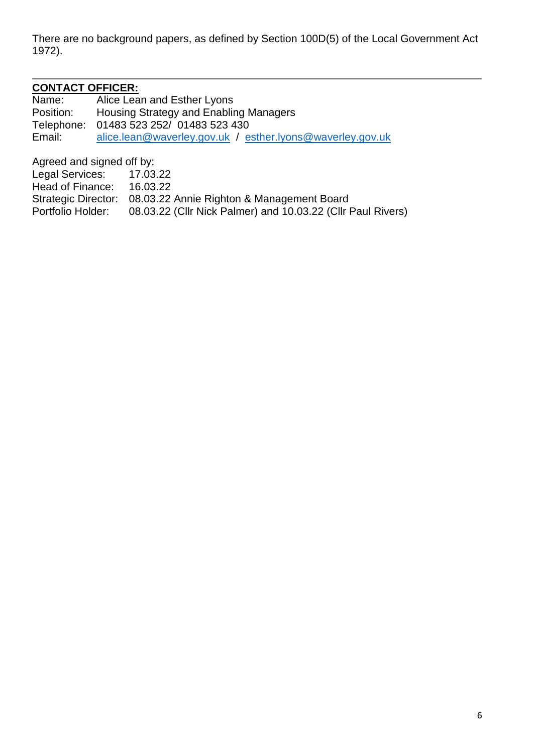There are no background papers, as defined by Section 100D(5) of the Local Government Act 1972).

---

**CONTACT OFFICER:**

Name: Alice Lean and Esther Lyons
Position: Housing Strategy and Enabling Managers
Telephone: 01483 523 252/ 01483 523 430
Email: alice.lean@waverley.gov.uk / esther.lyons@waverley.gov.uk

Agreed and signed off by:
Legal Services: 17.03.22
Head of Finance: 16.03.22
Strategic Director: 08.03.22 Annie Righton & Management Board
Portfolio Holder: 08.03.22 (Cllr Nick Palmer) and 10.03.22 (Cllr Paul Rivers)